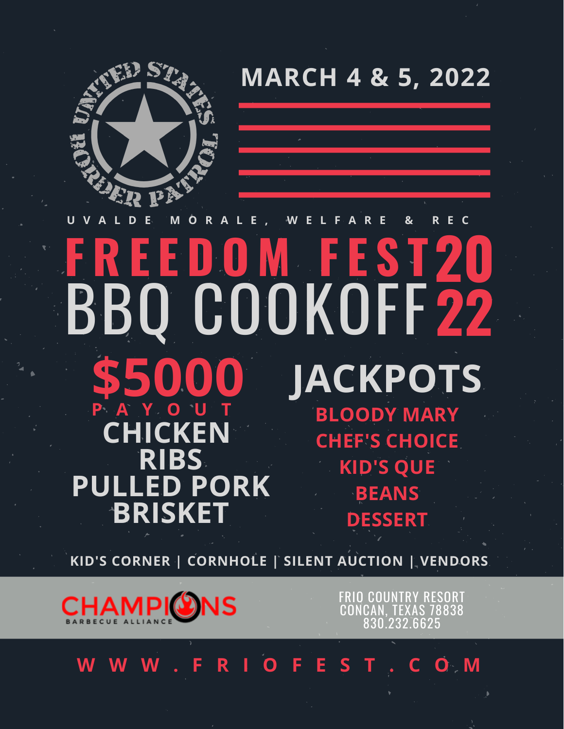UNITED STATES BORDER PATROL

MARCH 4 & 5, 2022

UVALDE MORALE, WELFARE & REC

# FREEDOM FEST 2022 BBQ COOKOFF

## $5000 PAYOUT

- CHICKEN
- RIBS
- PULLED PORK
- BRISKET

## JACKPOTS

- BLOODY MARY
- CHEF'S CHOICE
- KID'S QUE
- BEANS
- DESSERT

KID'S CORNER | CORNHOLE | SILENT AUCTION | VENDORS

CHAMPIONS BARBECUE ALLIANCE

FRIO COUNTRY RESORT
CONCAN, TEXAS 78838
830.232.6625

WWW.FRIOFEST.COM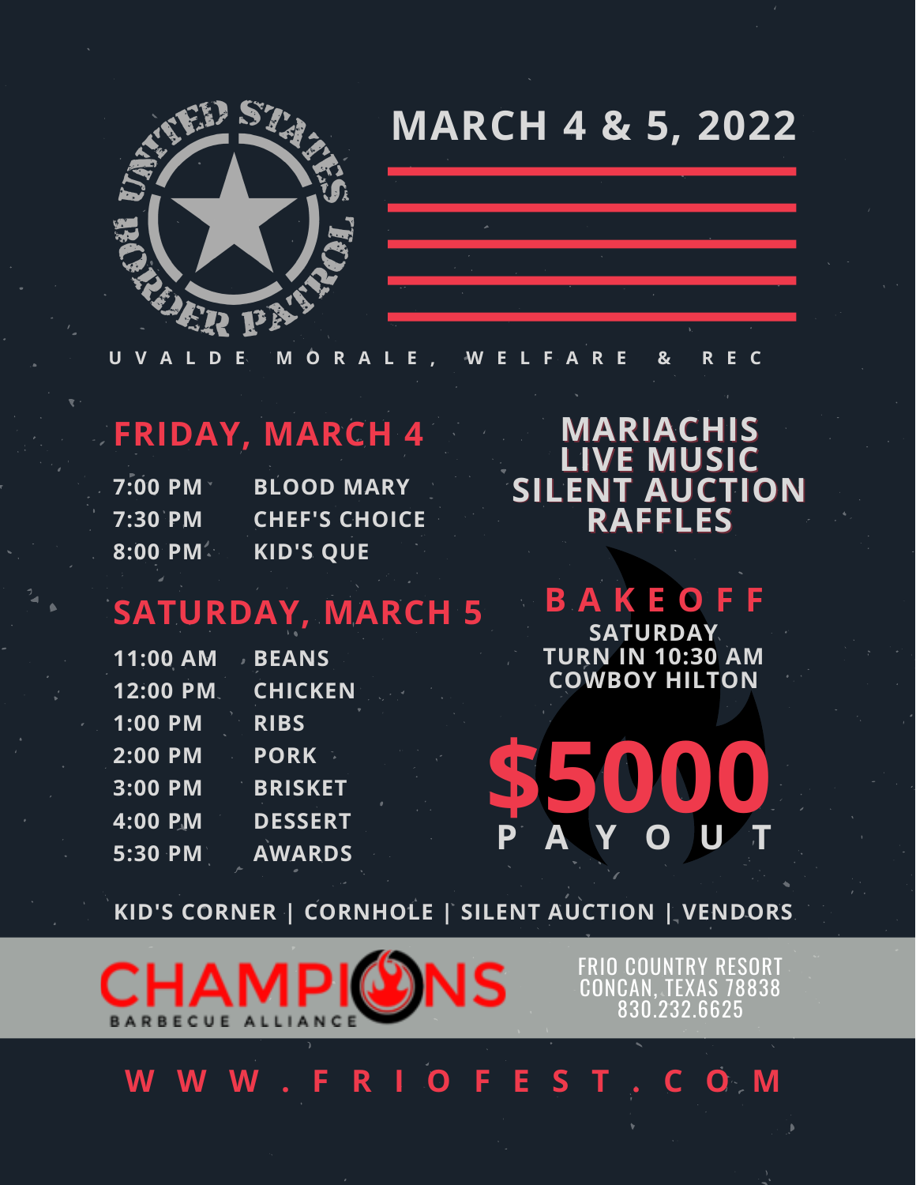UNITED STATES BORDER PATROL

# MARCH 4 & 5, 2022

U V A L D E   M O R A L E ,   W E L F A R E   &   R E C

## FRIDAY, MARCH 4

| | |
|---|---|
| 7:00 PM | BLOOD MARY |
| 7:30 PM | CHEF'S CHOICE |
| 8:00 PM | KID'S QUE |

## SATURDAY, MARCH 5

| | |
|---|---|
| 11:00 AM | BEANS |
| 12:00 PM | CHICKEN |
| 1:00 PM | RIBS |
| 2:00 PM | PORK |
| 3:00 PM | BRISKET |
| 4:00 PM | DESSERT |
| 5:30 PM | AWARDS |

**MARIACHIS**
**LIVE MUSIC**
**SILENT AUCTION**
**RAFFLES**

## B A K E O F F

SATURDAY
TURN IN 10:30 AM
COWBOY HILTON

# $5000

P A Y O U T

KID'S CORNER | CORNHOLE | SILENT AUCTION | VENDORS

CHAMPIONS BARBECUE ALLIANCE

FRIO COUNTRY RESORT
CONCAN, TEXAS 78838
830.232.6625

W W W . F R I O F E S T . C O M